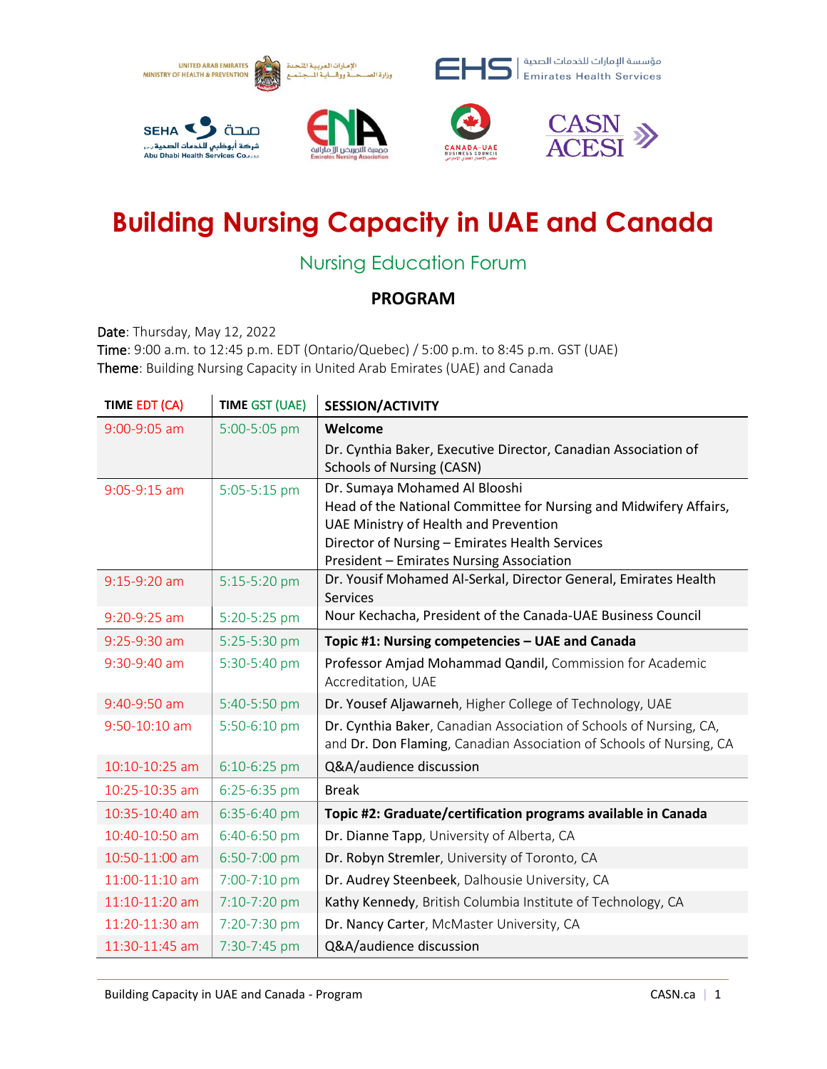# Building Nursing Capacity in UAE and Canada

## Nursing Education Forum

### PROGRAM

**Date**: Thursday, May 12, 2022
**Time**: 9:00 a.m. to 12:45 p.m. EDT (Ontario/Quebec) / 5:00 p.m. to 8:45 p.m. GST (UAE)
**Theme**: Building Nursing Capacity in United Arab Emirates (UAE) and Canada

| TIME EDT (CA) | TIME GST (UAE) | SESSION/ACTIVITY |
|---|---|---|
| 9:00-9:05 am | 5:00-5:05 pm | **Welcome**<br>Dr. Cynthia Baker, Executive Director, Canadian Association of Schools of Nursing (CASN) |
| 9:05-9:15 am | 5:05-5:15 pm | Dr. Sumaya Mohamed Al Blooshi<br>Head of the National Committee for Nursing and Midwifery Affairs, UAE Ministry of Health and Prevention<br>Director of Nursing – Emirates Health Services<br>President – Emirates Nursing Association |
| 9:15-9:20 am | 5:15-5:20 pm | Dr. Yousif Mohamed Al-Serkal, Director General, Emirates Health Services |
| 9:20-9:25 am | 5:20-5:25 pm | Nour Kechacha, President of the Canada-UAE Business Council |
| 9:25-9:30 am | 5:25-5:30 pm | **Topic #1: Nursing competencies – UAE and Canada** |
| 9:30-9:40 am | 5:30-5:40 pm | **Professor Amjad Mohammad Qandil**, Commission for Academic Accreditation, UAE |
| 9:40-9:50 am | 5:40-5:50 pm | **Dr. Yousef Aljawarneh**, Higher College of Technology, UAE |
| 9:50-10:10 am | 5:50-6:10 pm | **Dr. Cynthia Baker**, Canadian Association of Schools of Nursing, CA, and **Dr. Don Flaming**, Canadian Association of Schools of Nursing, CA |
| 10:10-10:25 am | 6:10-6:25 pm | Q&A/audience discussion |
| 10:25-10:35 am | 6:25-6:35 pm | Break |
| 10:35-10:40 am | 6:35-6:40 pm | **Topic #2: Graduate/certification programs available in Canada** |
| 10:40-10:50 am | 6:40-6:50 pm | **Dr. Dianne Tapp**, University of Alberta, CA |
| 10:50-11:00 am | 6:50-7:00 pm | **Dr. Robyn Stremler**, University of Toronto, CA |
| 11:00-11:10 am | 7:00-7:10 pm | **Dr. Audrey Steenbeek**, Dalhousie University, CA |
| 11:10-11:20 am | 7:10-7:20 pm | **Kathy Kennedy**, British Columbia Institute of Technology, CA |
| 11:20-11:30 am | 7:20-7:30 pm | **Dr. Nancy Carter**, McMaster University, CA |
| 11:30-11:45 am | 7:30-7:45 pm | Q&A/audience discussion |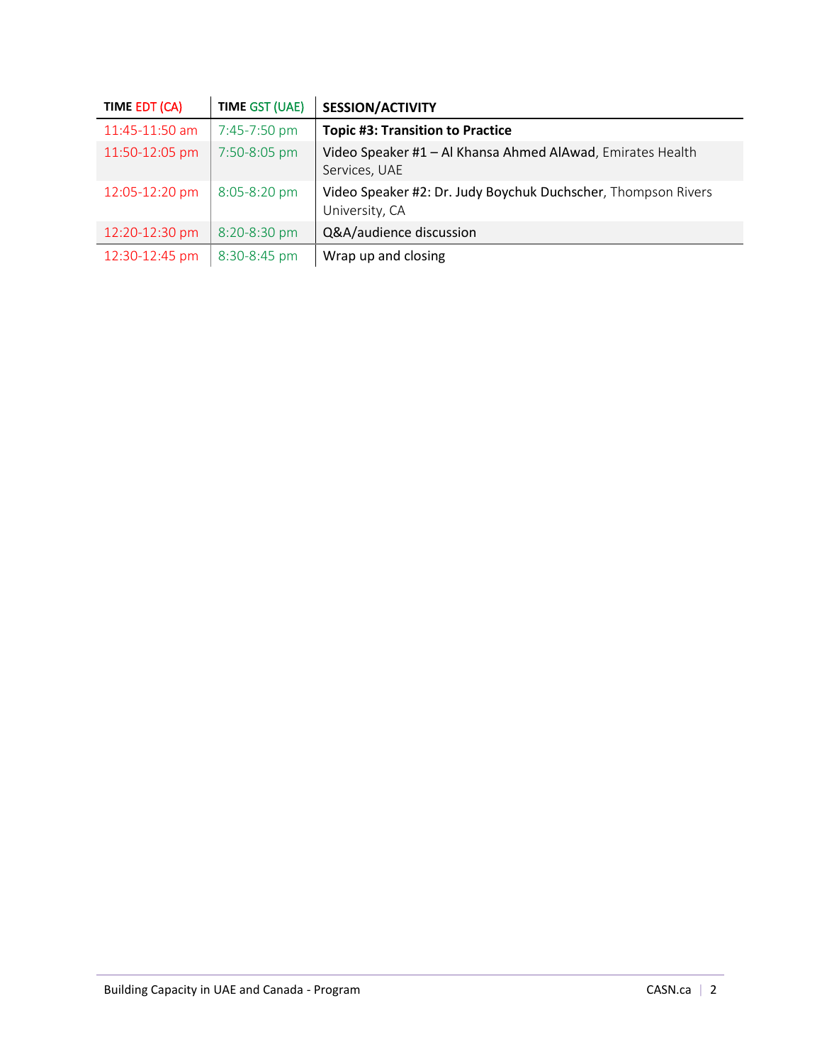| TIME EDT (CA) | TIME GST (UAE) | SESSION/ACTIVITY |
|---|---|---|
| 11:45-11:50 am | 7:45-7:50 pm | **Topic #3: Transition to Practice** |
| 11:50-12:05 pm | 7:50-8:05 pm | Video Speaker #1 – Al Khansa Ahmed AlAwad, Emirates Health Services, UAE |
| 12:05-12:20 pm | 8:05-8:20 pm | Video Speaker #2: Dr. Judy Boychuk Duchscher, Thompson Rivers University, CA |
| 12:20-12:30 pm | 8:20-8:30 pm | Q&A/audience discussion |
| 12:30-12:45 pm | 8:30-8:45 pm | Wrap up and closing |